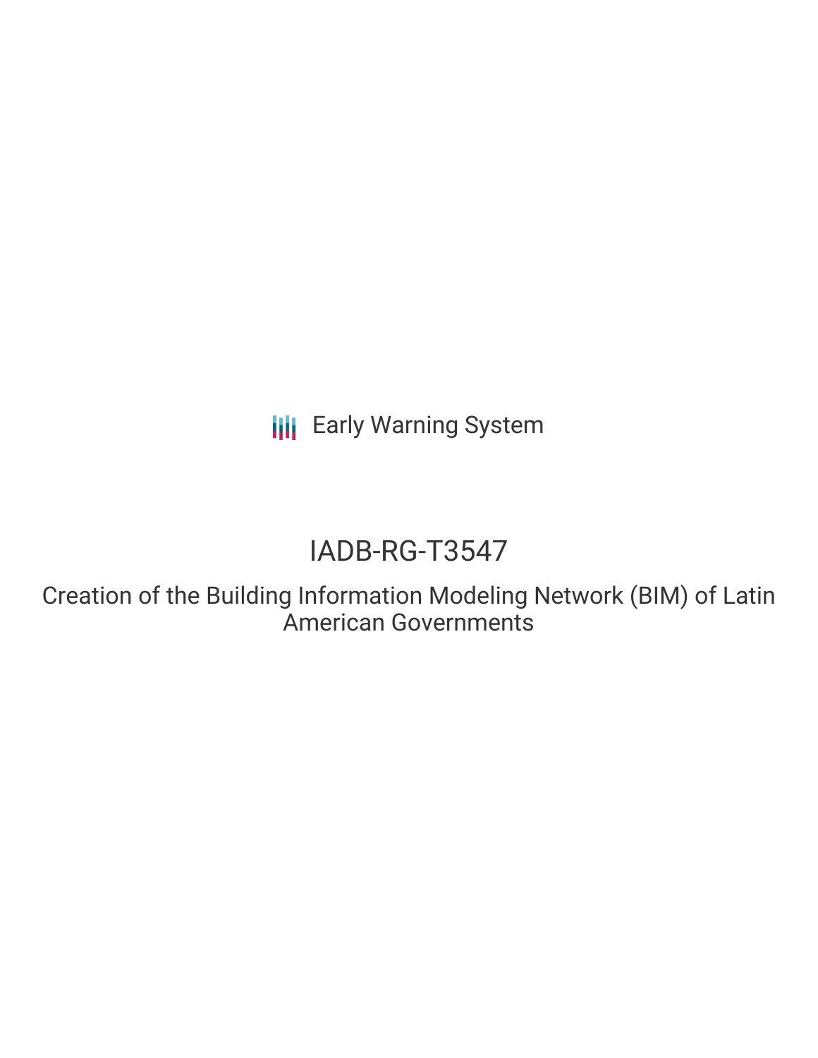Early Warning System

# IADB-RG-T3547

## Creation of the Building Information Modeling Network (BIM) of Latin American Governments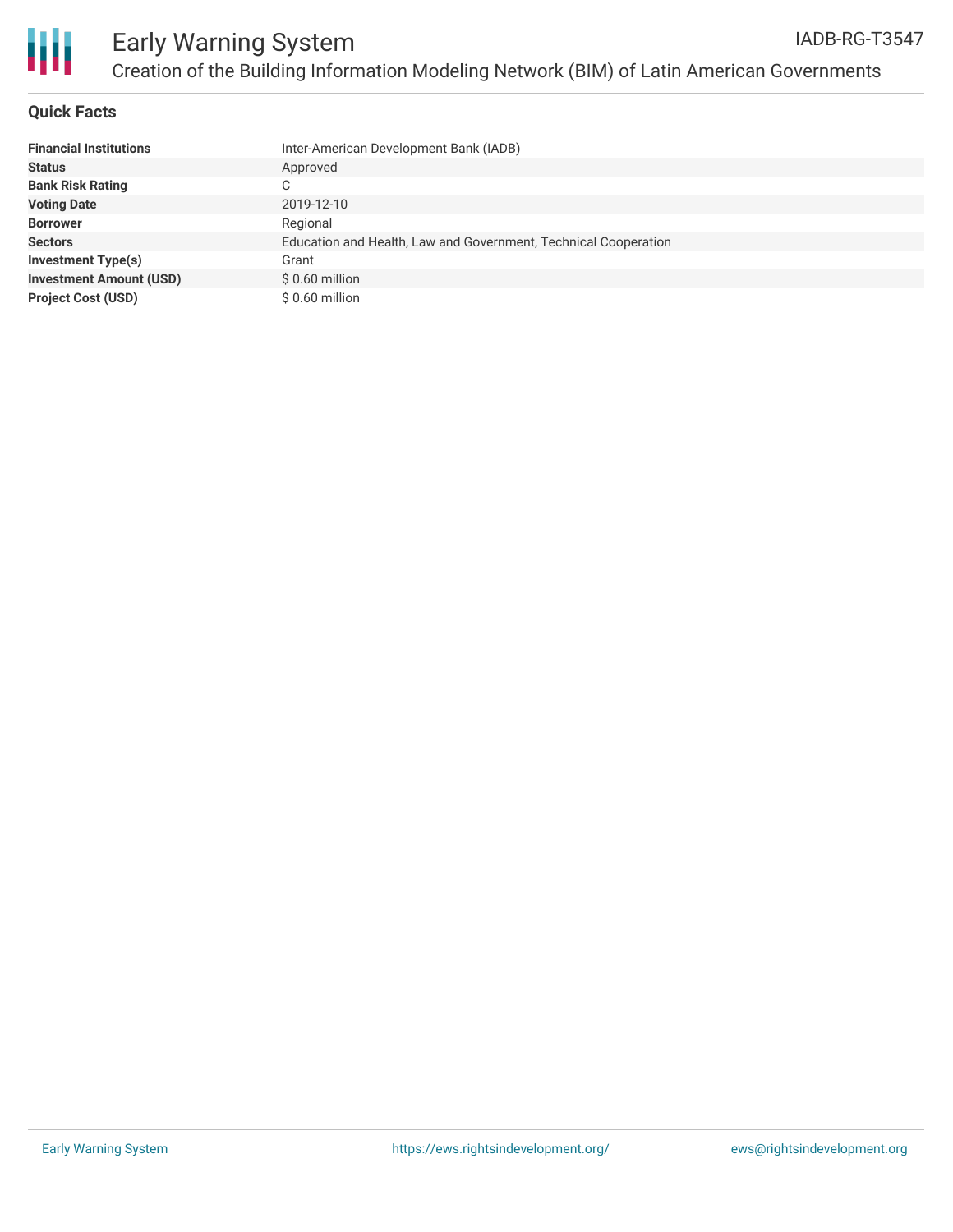## Quick Facts

| | |
|---|---|
| **Financial Institutions** | Inter-American Development Bank (IADB) |
| **Status** | Approved |
| **Bank Risk Rating** | C |
| **Voting Date** | 2019-12-10 |
| **Borrower** | Regional |
| **Sectors** | Education and Health, Law and Government, Technical Cooperation |
| **Investment Type(s)** | Grant |
| **Investment Amount (USD)** | $ 0.60 million |
| **Project Cost (USD)** | $ 0.60 million |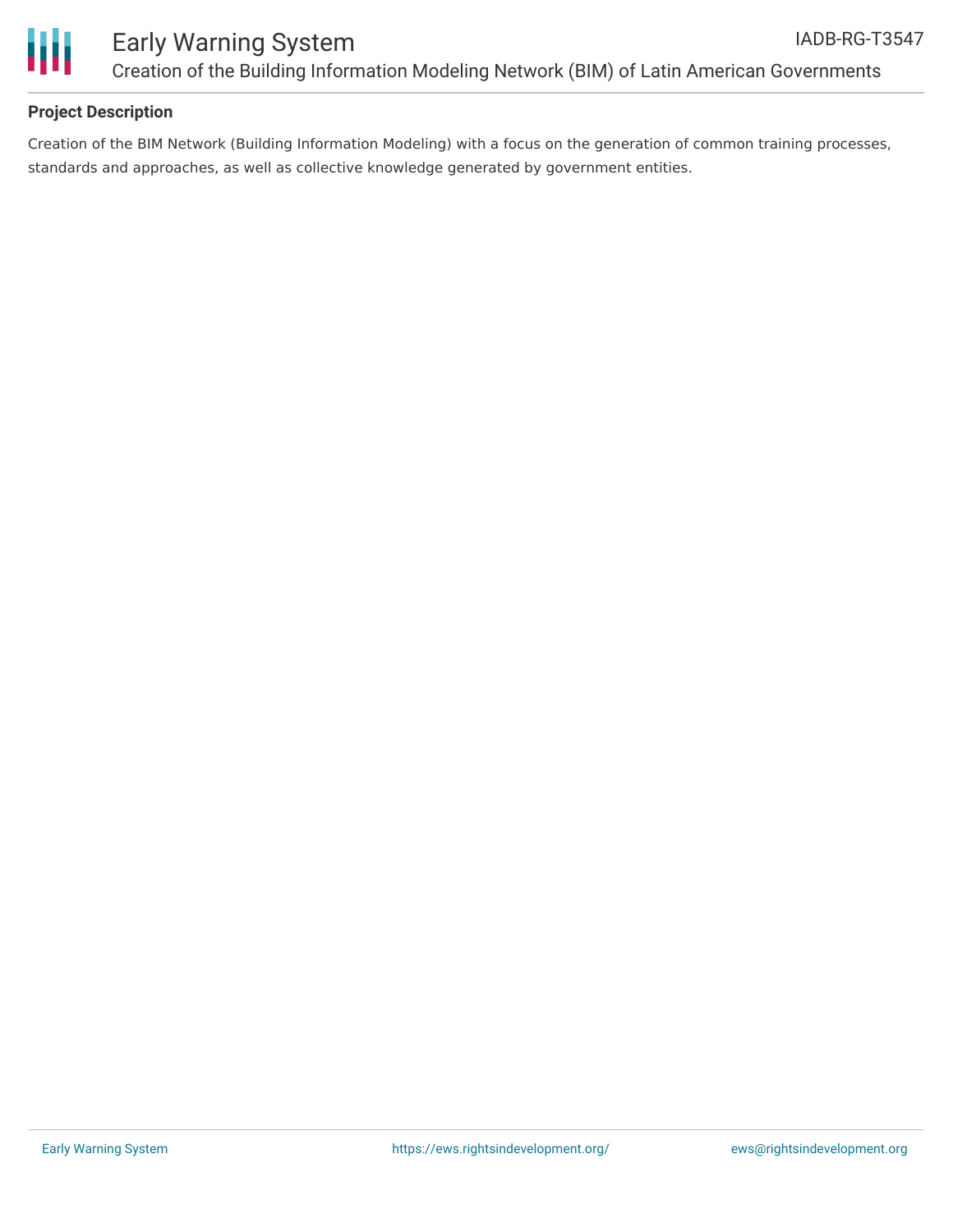## Project Description

Creation of the BIM Network (Building Information Modeling) with a focus on the generation of common training processes, standards and approaches, as well as collective knowledge generated by government entities.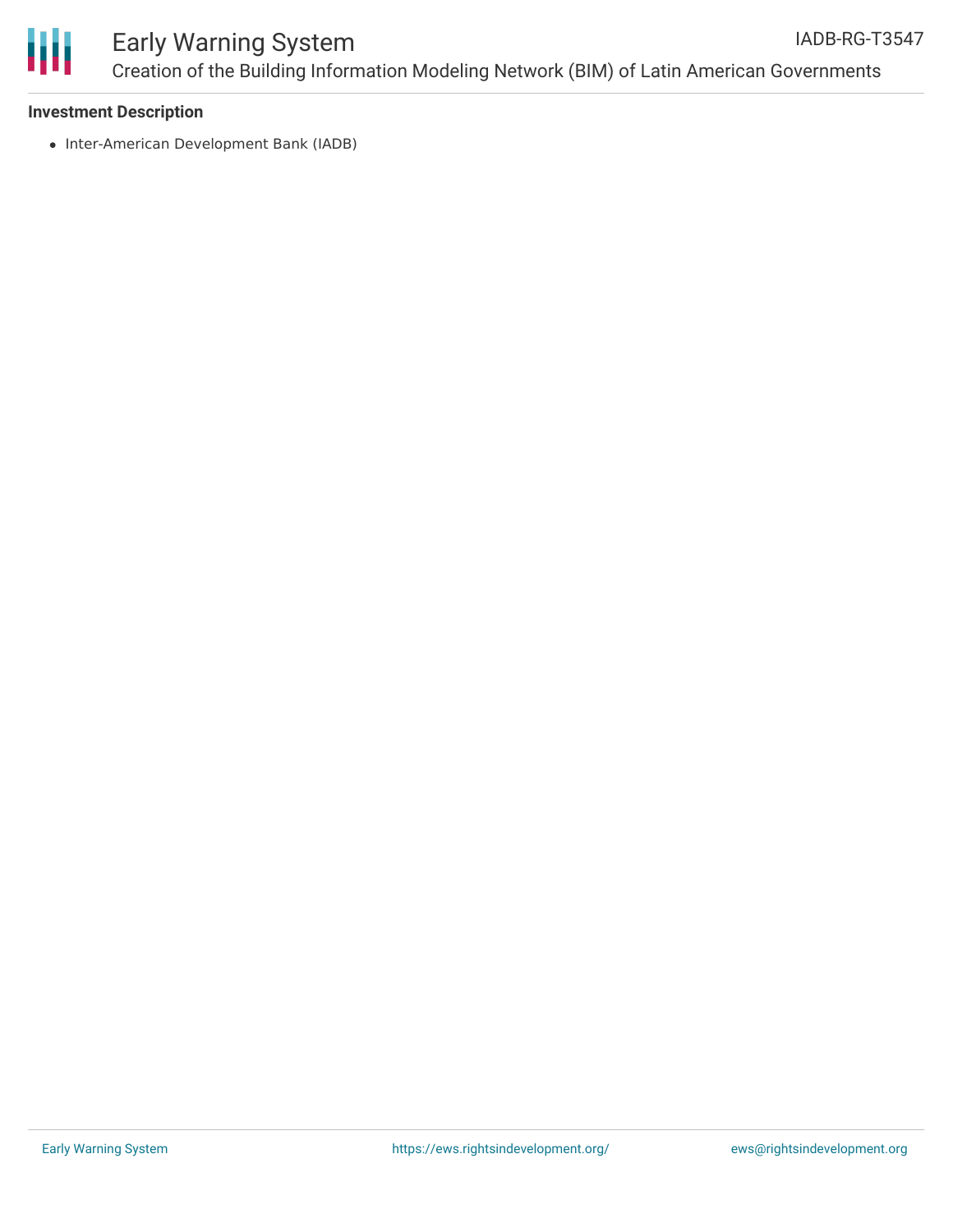**Investment Description**

- Inter-American Development Bank (IADB)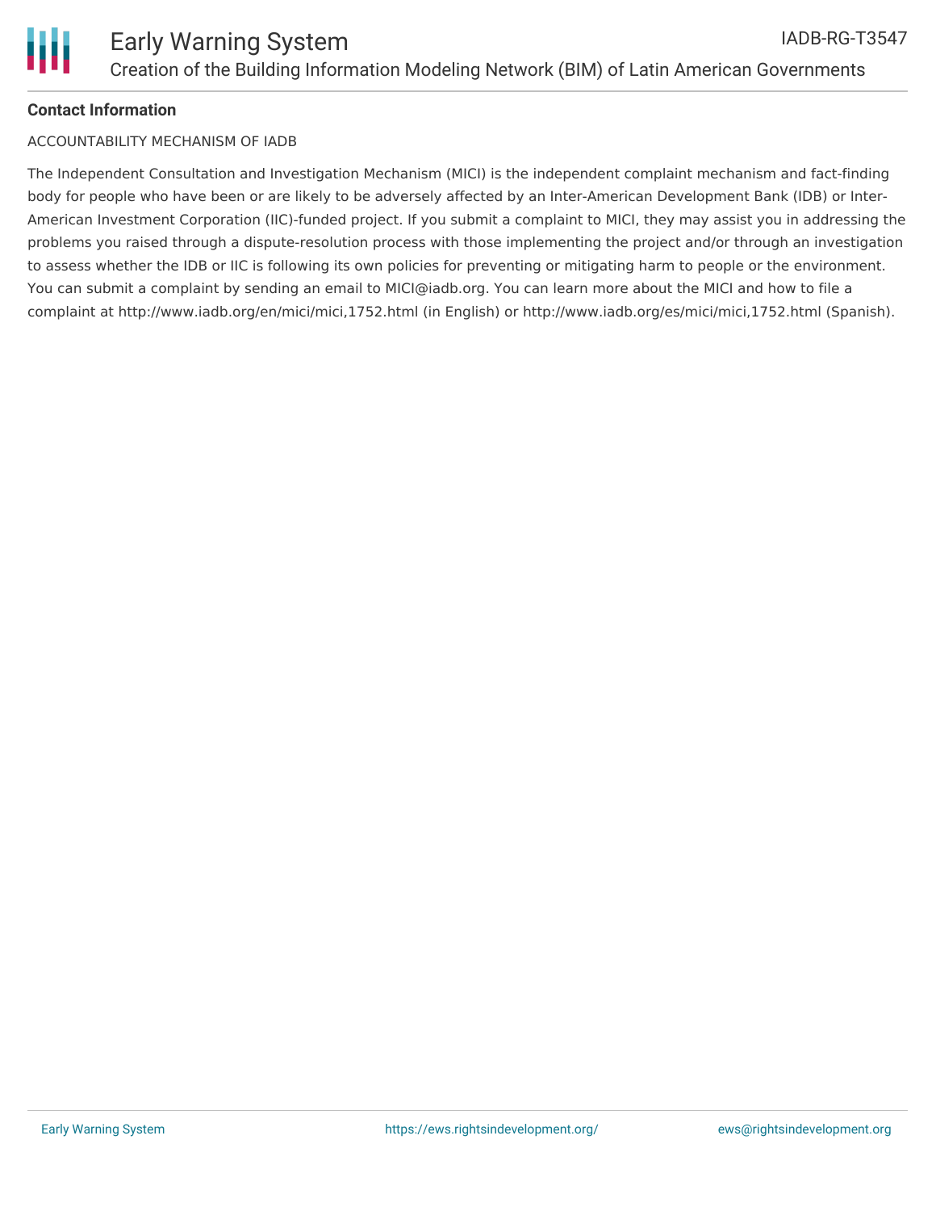**Contact Information**

ACCOUNTABILITY MECHANISM OF IADB

The Independent Consultation and Investigation Mechanism (MICI) is the independent complaint mechanism and fact-finding body for people who have been or are likely to be adversely affected by an Inter-American Development Bank (IDB) or Inter-American Investment Corporation (IIC)-funded project. If you submit a complaint to MICI, they may assist you in addressing the problems you raised through a dispute-resolution process with those implementing the project and/or through an investigation to assess whether the IDB or IIC is following its own policies for preventing or mitigating harm to people or the environment. You can submit a complaint by sending an email to MICI@iadb.org. You can learn more about the MICI and how to file a complaint at http://www.iadb.org/en/mici/mici,1752.html (in English) or http://www.iadb.org/es/mici/mici,1752.html (Spanish).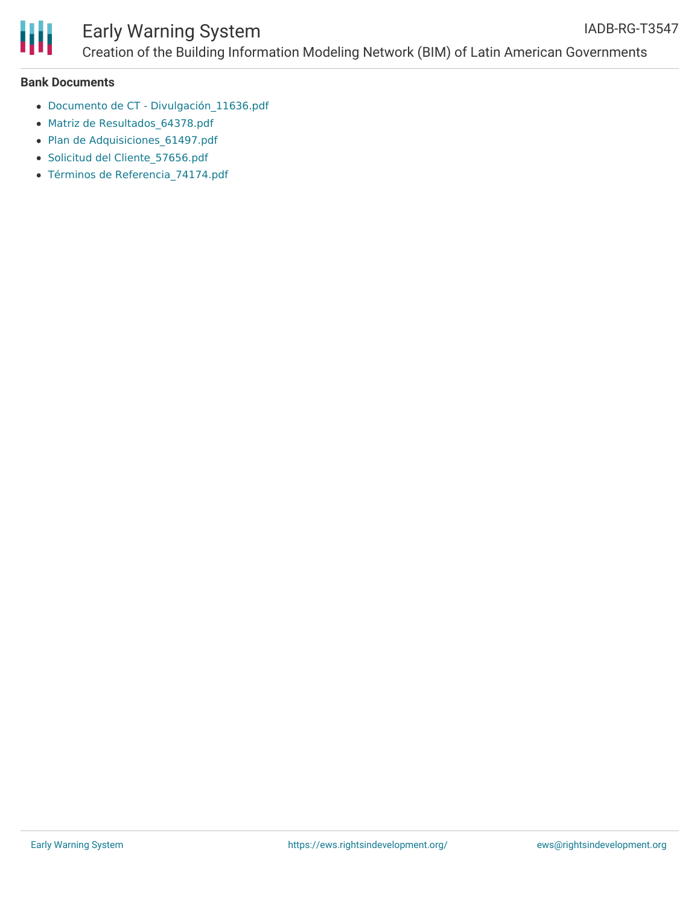**Bank Documents**

- Documento de CT - Divulgación_11636.pdf
- Matriz de Resultados_64378.pdf
- Plan de Adquisiciones_61497.pdf
- Solicitud del Cliente_57656.pdf
- Términos de Referencia_74174.pdf